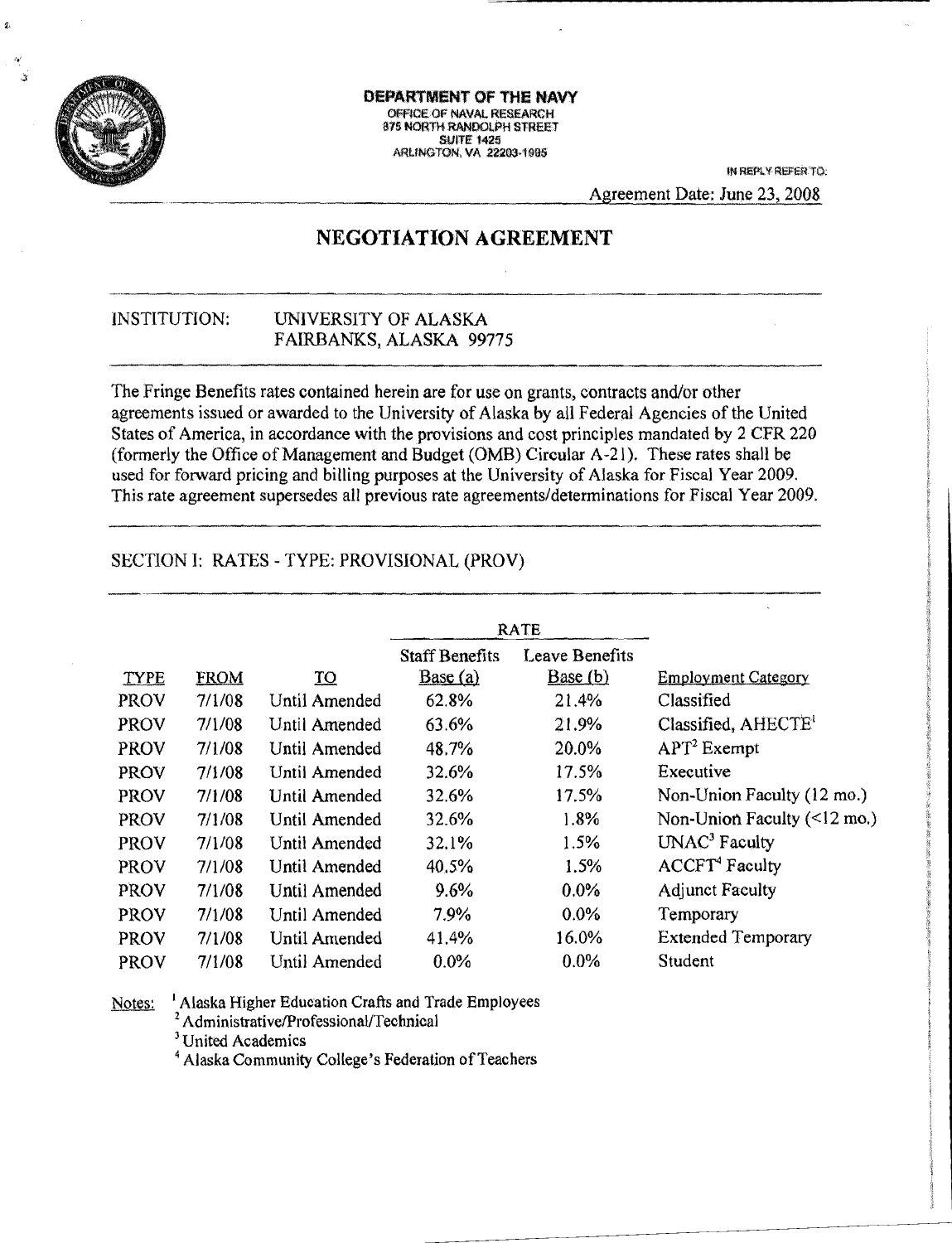**DEPARTMENT OF THE NAVY**
OFFICE OF NAVAL RESEARCH
875 NORTH RANDOLPH STREET
SUITE 1425
ARLINGTON, VA 22203-1995

IN REPLY REFER TO:

Agreement Date: June 23, 2008

# NEGOTIATION AGREEMENT

INSTITUTION: UNIVERSITY OF ALASKA
FAIRBANKS, ALASKA 99775

The Fringe Benefits rates contained herein are for use on grants, contracts and/or other agreements issued or awarded to the University of Alaska by all Federal Agencies of the United States of America, in accordance with the provisions and cost principles mandated by 2 CFR 220 (formerly the Office of Management and Budget (OMB) Circular A-21). These rates shall be used for forward pricing and billing purposes at the University of Alaska for Fiscal Year 2009. This rate agreement supersedes all previous rate agreements/determinations for Fiscal Year 2009.

SECTION I: RATES - TYPE: PROVISIONAL (PROV)

| | | | RATE | | |
|---|---|---|---|---|---|
| TYPE | FROM | TO | Staff Benefits Base (a) | Leave Benefits Base (b) | Employment Category |
| PROV | 7/1/08 | Until Amended | 62.8% | 21.4% | Classified |
| PROV | 7/1/08 | Until Amended | 63.6% | 21.9% | Classified, AHECTE[1] |
| PROV | 7/1/08 | Until Amended | 48.7% | 20.0% | APT[2] Exempt |
| PROV | 7/1/08 | Until Amended | 32.6% | 17.5% | Executive |
| PROV | 7/1/08 | Until Amended | 32.6% | 17.5% | Non-Union Faculty (12 mo.) |
| PROV | 7/1/08 | Until Amended | 32.6% | 1.8% | Non-Union Faculty (<12 mo.) |
| PROV | 7/1/08 | Until Amended | 32.1% | 1.5% | UNAC[3] Faculty |
| PROV | 7/1/08 | Until Amended | 40.5% | 1.5% | ACCFT[4] Faculty |
| PROV | 7/1/08 | Until Amended | 9.6% | 0.0% | Adjunct Faculty |
| PROV | 7/1/08 | Until Amended | 7.9% | 0.0% | Temporary |
| PROV | 7/1/08 | Until Amended | 41.4% | 16.0% | Extended Temporary |
| PROV | 7/1/08 | Until Amended | 0.0% | 0.0% | Student |

Notes:
[1] Alaska Higher Education Crafts and Trade Employees
[2] Administrative/Professional/Technical
[3] United Academics
[4] Alaska Community College's Federation of Teachers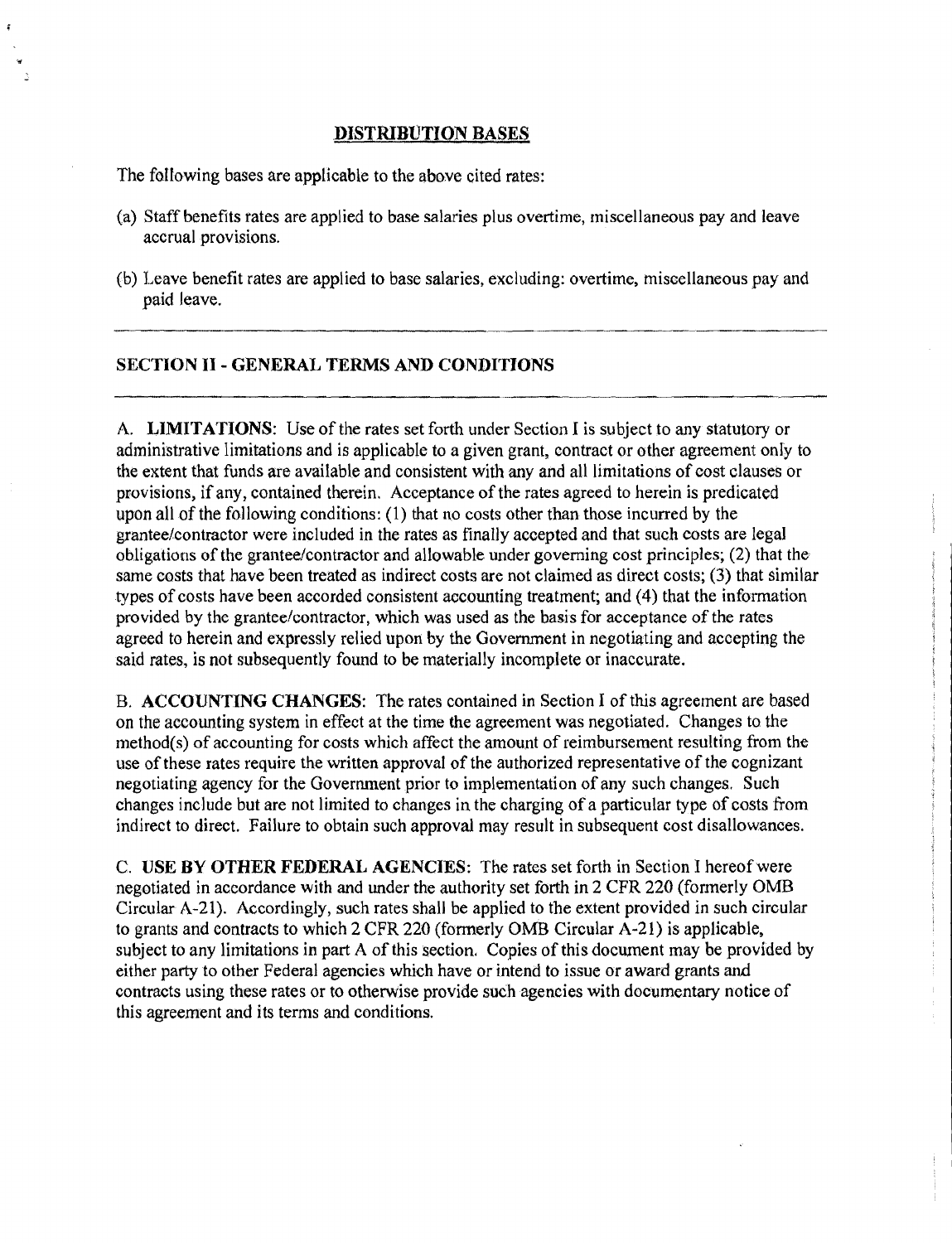## DISTRIBUTION BASES

The following bases are applicable to the above cited rates:

(a) Staff benefits rates are applied to base salaries plus overtime, miscellaneous pay and leave accrual provisions.

(b) Leave benefit rates are applied to base salaries, excluding: overtime, miscellaneous pay and paid leave.

---

## SECTION II - GENERAL TERMS AND CONDITIONS

---

A. **LIMITATIONS**: Use of the rates set forth under Section I is subject to any statutory or administrative limitations and is applicable to a given grant, contract or other agreement only to the extent that funds are available and consistent with any and all limitations of cost clauses or provisions, if any, contained therein. Acceptance of the rates agreed to herein is predicated upon all of the following conditions: (1) that no costs other than those incurred by the grantee/contractor were included in the rates as finally accepted and that such costs are legal obligations of the grantee/contractor and allowable under governing cost principles; (2) that the same costs that have been treated as indirect costs are not claimed as direct costs; (3) that similar types of costs have been accorded consistent accounting treatment; and (4) that the information provided by the grantee/contractor, which was used as the basis for acceptance of the rates agreed to herein and expressly relied upon by the Government in negotiating and accepting the said rates, is not subsequently found to be materially incomplete or inaccurate.

B. **ACCOUNTING CHANGES**: The rates contained in Section I of this agreement are based on the accounting system in effect at the time the agreement was negotiated. Changes to the method(s) of accounting for costs which affect the amount of reimbursement resulting from the use of these rates require the written approval of the authorized representative of the cognizant negotiating agency for the Government prior to implementation of any such changes. Such changes include but are not limited to changes in the charging of a particular type of costs from indirect to direct. Failure to obtain such approval may result in subsequent cost disallowances.

C. **USE BY OTHER FEDERAL AGENCIES**: The rates set forth in Section I hereof were negotiated in accordance with and under the authority set forth in 2 CFR 220 (formerly OMB Circular A-21). Accordingly, such rates shall be applied to the extent provided in such circular to grants and contracts to which 2 CFR 220 (formerly OMB Circular A-21) is applicable, subject to any limitations in part A of this section. Copies of this document may be provided by either party to other Federal agencies which have or intend to issue or award grants and contracts using these rates or to otherwise provide such agencies with documentary notice of this agreement and its terms and conditions.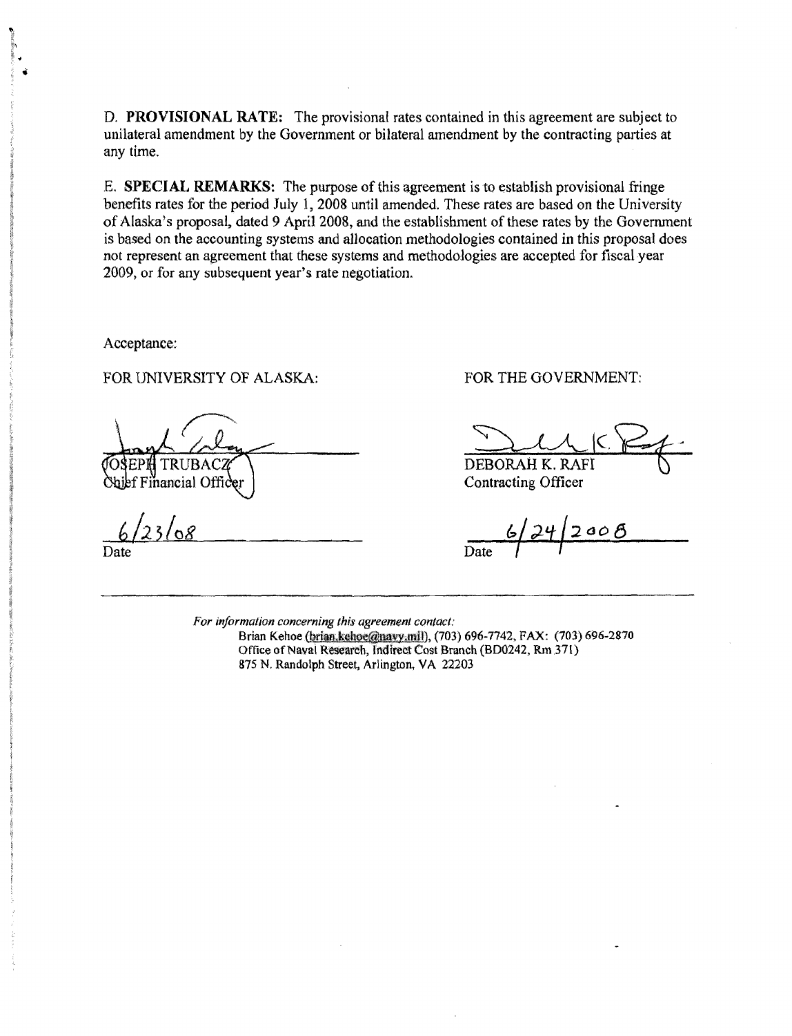D. **PROVISIONAL RATE:** The provisional rates contained in this agreement are subject to unilateral amendment by the Government or bilateral amendment by the contracting parties at any time.

E. **SPECIAL REMARKS:** The purpose of this agreement is to establish provisional fringe benefits rates for the period July 1, 2008 until amended. These rates are based on the University of Alaska's proposal, dated 9 April 2008, and the establishment of these rates by the Government is based on the accounting systems and allocation methodologies contained in this proposal does not represent an agreement that these systems and methodologies are accepted for fiscal year 2009, or for any subsequent year's rate negotiation.

Acceptance:

FOR UNIVERSITY OF ALASKA:

JOSEPH TRUBACZ
Chief Financial Officer

6/23/08
Date

FOR THE GOVERNMENT:

DEBORAH K. RAFI
Contracting Officer

6/24/2008
Date

---

*For information concerning this agreement contact:*
Brian Kehoe (brian.kehoe@navy.mil), (703) 696-7742, FAX: (703) 696-2870
Office of Naval Research, Indirect Cost Branch (BD0242, Rm 371)
875 N. Randolph Street, Arlington, VA 22203